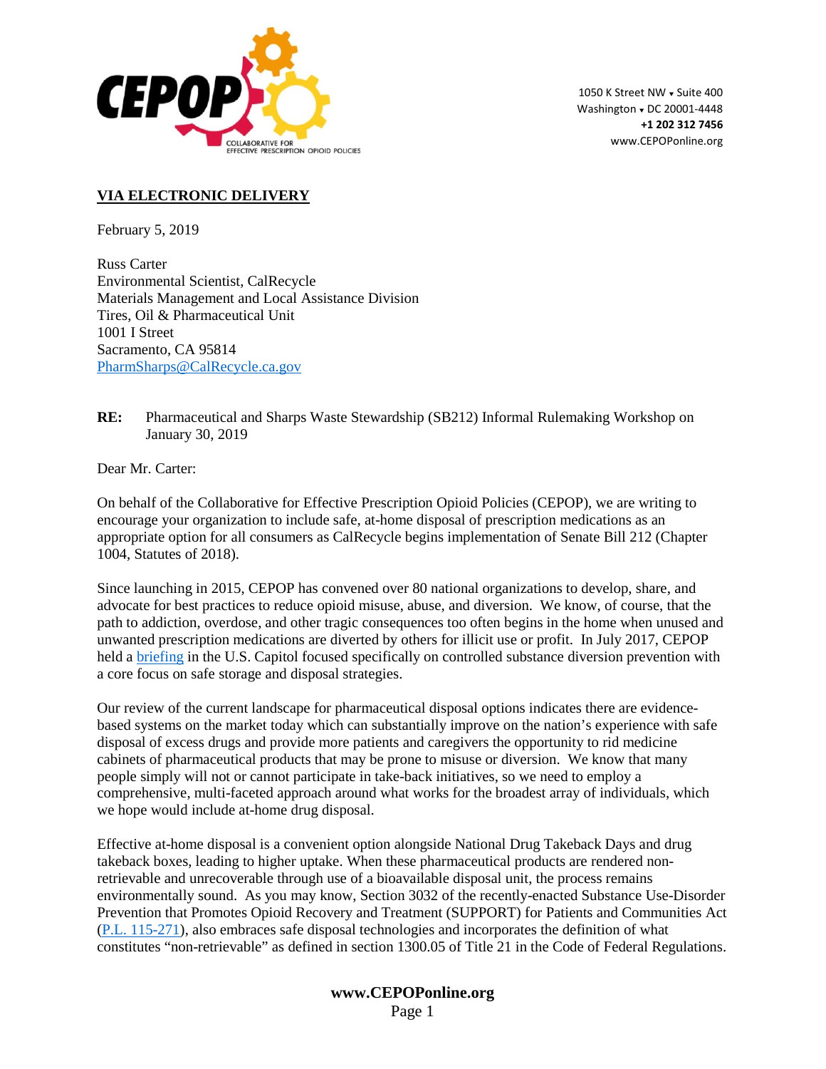**CEPOP**
COLLABORATIVE FOR EFFECTIVE PRESCRIPTION OPIOID POLICIES

1050 K Street NW ▾ Suite 400
Washington ▾ DC 20001-4448
**+1 202 312 7456**
www.CEPOPonline.org

**VIA ELECTRONIC DELIVERY**

February 5, 2019

Russ Carter
Environmental Scientist, CalRecycle
Materials Management and Local Assistance Division
Tires, Oil & Pharmaceutical Unit
1001 I Street
Sacramento, CA 95814
PharmSharps@CalRecycle.ca.gov

**RE:** Pharmaceutical and Sharps Waste Stewardship (SB212) Informal Rulemaking Workshop on January 30, 2019

Dear Mr. Carter:

On behalf of the Collaborative for Effective Prescription Opioid Policies (CEPOP), we are writing to encourage your organization to include safe, at-home disposal of prescription medications as an appropriate option for all consumers as CalRecycle begins implementation of Senate Bill 212 (Chapter 1004, Statutes of 2018).

Since launching in 2015, CEPOP has convened over 80 national organizations to develop, share, and advocate for best practices to reduce opioid misuse, abuse, and diversion. We know, of course, that the path to addiction, overdose, and other tragic consequences too often begins in the home when unused and unwanted prescription medications are diverted by others for illicit use or profit. In July 2017, CEPOP held a briefing in the U.S. Capitol focused specifically on controlled substance diversion prevention with a core focus on safe storage and disposal strategies.

Our review of the current landscape for pharmaceutical disposal options indicates there are evidence-based systems on the market today which can substantially improve on the nation's experience with safe disposal of excess drugs and provide more patients and caregivers the opportunity to rid medicine cabinets of pharmaceutical products that may be prone to misuse or diversion. We know that many people simply will not or cannot participate in take-back initiatives, so we need to employ a comprehensive, multi-faceted approach around what works for the broadest array of individuals, which we hope would include at-home drug disposal.

Effective at-home disposal is a convenient option alongside National Drug Takeback Days and drug takeback boxes, leading to higher uptake. When these pharmaceutical products are rendered non-retrievable and unrecoverable through use of a bioavailable disposal unit, the process remains environmentally sound. As you may know, Section 3032 of the recently-enacted Substance Use-Disorder Prevention that Promotes Opioid Recovery and Treatment (SUPPORT) for Patients and Communities Act (P.L. 115-271), also embraces safe disposal technologies and incorporates the definition of what constitutes "non-retrievable" as defined in section 1300.05 of Title 21 in the Code of Federal Regulations.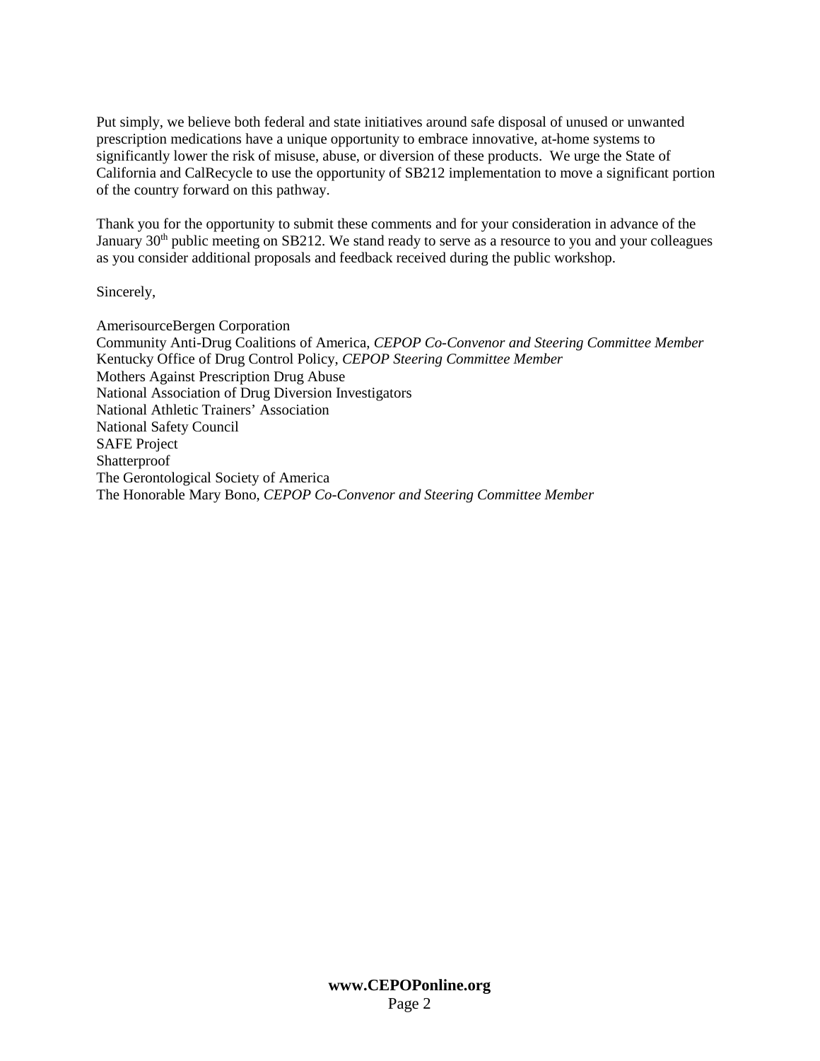Put simply, we believe both federal and state initiatives around safe disposal of unused or unwanted prescription medications have a unique opportunity to embrace innovative, at-home systems to significantly lower the risk of misuse, abuse, or diversion of these products. We urge the State of California and CalRecycle to use the opportunity of SB212 implementation to move a significant portion of the country forward on this pathway.

Thank you for the opportunity to submit these comments and for your consideration in advance of the January 30th public meeting on SB212. We stand ready to serve as a resource to you and your colleagues as you consider additional proposals and feedback received during the public workshop.

Sincerely,

AmerisourceBergen Corporation
Community Anti-Drug Coalitions of America, *CEPOP Co-Convenor and Steering Committee Member*
Kentucky Office of Drug Control Policy, *CEPOP Steering Committee Member*
Mothers Against Prescription Drug Abuse
National Association of Drug Diversion Investigators
National Athletic Trainers' Association
National Safety Council
SAFE Project
Shatterproof
The Gerontological Society of America
The Honorable Mary Bono, *CEPOP Co-Convenor and Steering Committee Member*

**www.CEPOPonline.org**